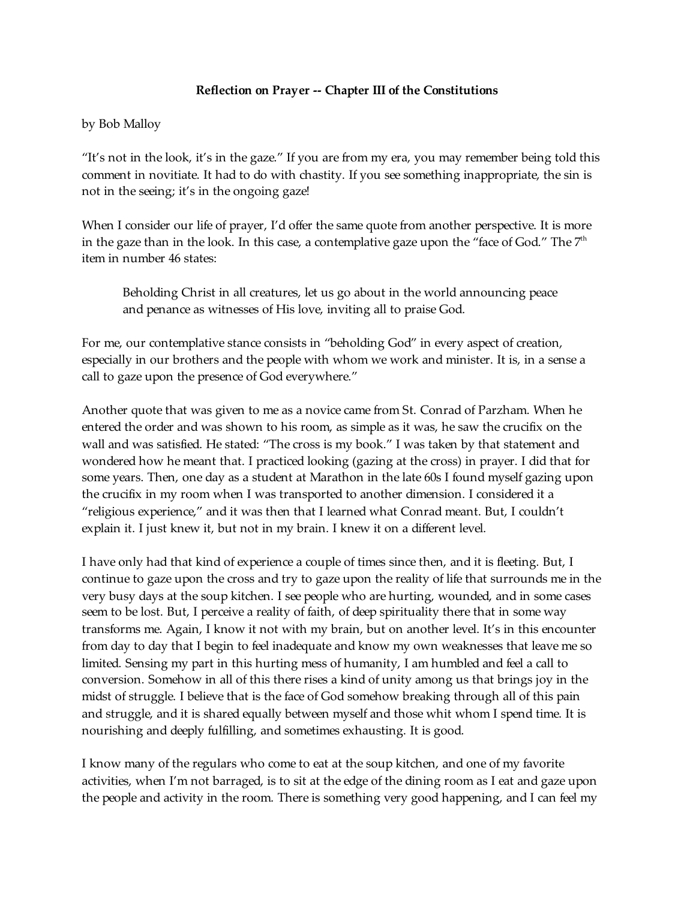**Reflection on Prayer -- Chapter III of the Constitutions**

by Bob Malloy

"It's not in the look, it's in the gaze." If you are from my era, you may remember being told this comment in novitiate. It had to do with chastity. If you see something inappropriate, the sin is not in the seeing; it's in the ongoing gaze!

When I consider our life of prayer, I'd offer the same quote from another perspective. It is more in the gaze than in the look. In this case, a contemplative gaze upon the "face of God." The 7th item in number 46 states:

> Beholding Christ in all creatures, let us go about in the world announcing peace and penance as witnesses of His love, inviting all to praise God.

For me, our contemplative stance consists in "beholding God" in every aspect of creation, especially in our brothers and the people with whom we work and minister. It is, in a sense a call to gaze upon the presence of God everywhere."

Another quote that was given to me as a novice came from St. Conrad of Parzham. When he entered the order and was shown to his room, as simple as it was, he saw the crucifix on the wall and was satisfied. He stated: "The cross is my book." I was taken by that statement and wondered how he meant that. I practiced looking (gazing at the cross) in prayer. I did that for some years. Then, one day as a student at Marathon in the late 60s I found myself gazing upon the crucifix in my room when I was transported to another dimension. I considered it a "religious experience," and it was then that I learned what Conrad meant. But, I couldn't explain it. I just knew it, but not in my brain. I knew it on a different level.

I have only had that kind of experience a couple of times since then, and it is fleeting. But, I continue to gaze upon the cross and try to gaze upon the reality of life that surrounds me in the very busy days at the soup kitchen. I see people who are hurting, wounded, and in some cases seem to be lost. But, I perceive a reality of faith, of deep spirituality there that in some way transforms me. Again, I know it not with my brain, but on another level. It's in this encounter from day to day that I begin to feel inadequate and know my own weaknesses that leave me so limited. Sensing my part in this hurting mess of humanity, I am humbled and feel a call to conversion. Somehow in all of this there rises a kind of unity among us that brings joy in the midst of struggle. I believe that is the face of God somehow breaking through all of this pain and struggle, and it is shared equally between myself and those whit whom I spend time. It is nourishing and deeply fulfilling, and sometimes exhausting. It is good.

I know many of the regulars who come to eat at the soup kitchen, and one of my favorite activities, when I'm not barraged, is to sit at the edge of the dining room as I eat and gaze upon the people and activity in the room. There is something very good happening, and I can feel my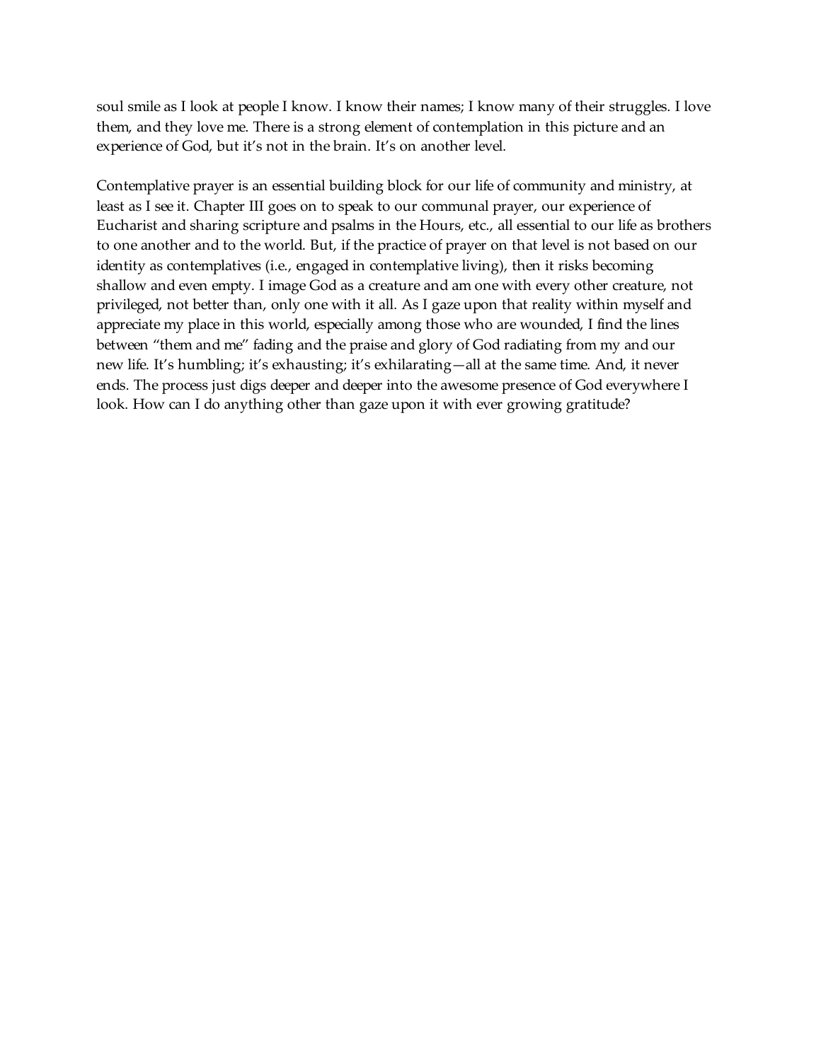soul smile as I look at people I know. I know their names; I know many of their struggles. I love them, and they love me. There is a strong element of contemplation in this picture and an experience of God, but it's not in the brain. It's on another level.

Contemplative prayer is an essential building block for our life of community and ministry, at least as I see it. Chapter III goes on to speak to our communal prayer, our experience of Eucharist and sharing scripture and psalms in the Hours, etc., all essential to our life as brothers to one another and to the world. But, if the practice of prayer on that level is not based on our identity as contemplatives (i.e., engaged in contemplative living), then it risks becoming shallow and even empty. I image God as a creature and am one with every other creature, not privileged, not better than, only one with it all. As I gaze upon that reality within myself and appreciate my place in this world, especially among those who are wounded, I find the lines between "them and me" fading and the praise and glory of God radiating from my and our new life. It's humbling; it's exhausting; it's exhilarating—all at the same time. And, it never ends. The process just digs deeper and deeper into the awesome presence of God everywhere I look. How can I do anything other than gaze upon it with ever growing gratitude?